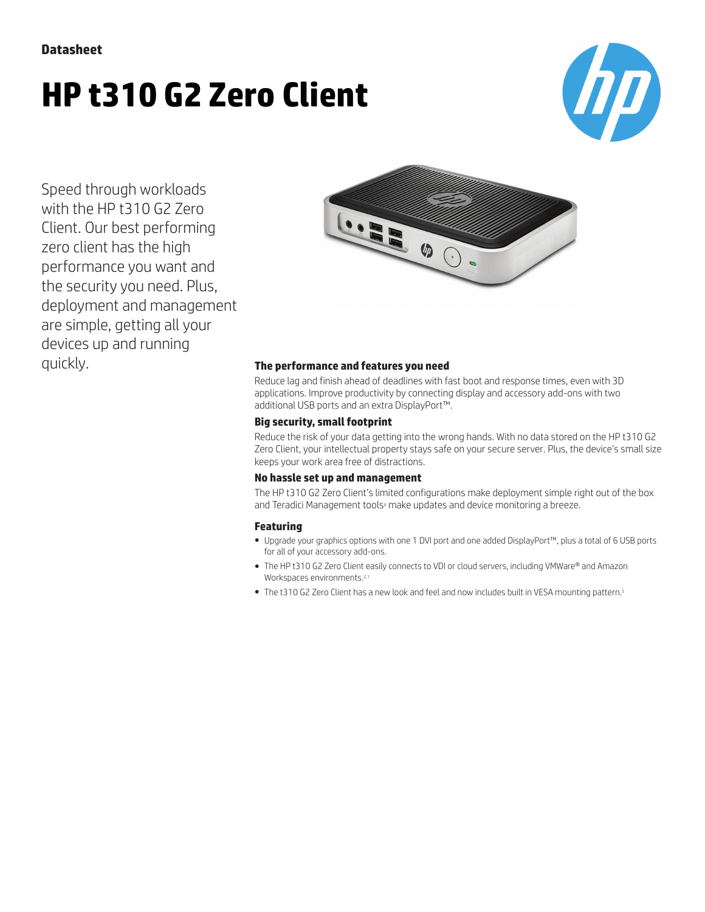**Datasheet**

# HP t310 G2 Zero Client

Speed through workloads with the HP t310 G2 Zero Client. Our best performing zero client has the high performance you want and the security you need. Plus, deployment and management are simple, getting all your devices up and running quickly.

### The performance and features you need

Reduce lag and finish ahead of deadlines with fast boot and response times, even with 3D applications. Improve productivity by connecting display and accessory add-ons with two additional USB ports and an extra DisplayPort™.

### Big security, small footprint

Reduce the risk of your data getting into the wrong hands. With no data stored on the HP t310 G2 Zero Client, your intellectual property stays safe on your secure server. Plus, the device's small size keeps your work area free of distractions.

### No hassle set up and management

The HP t310 G2 Zero Client's limited configurations make deployment simple right out of the box and Teradici Management tools[4] make updates and device monitoring a breeze.

### Featuring

- Upgrade your graphics options with one 1 DVI port and one added DisplayPort™, plus a total of 6 USB ports for all of your accessory add-ons.
- The HP t310 G2 Zero Client easily connects to VDI or cloud servers, including VMWare® and Amazon Workspaces environments.[2,1]
- The t310 G2 Zero Client has a new look and feel and now includes built in VESA mounting pattern.[3]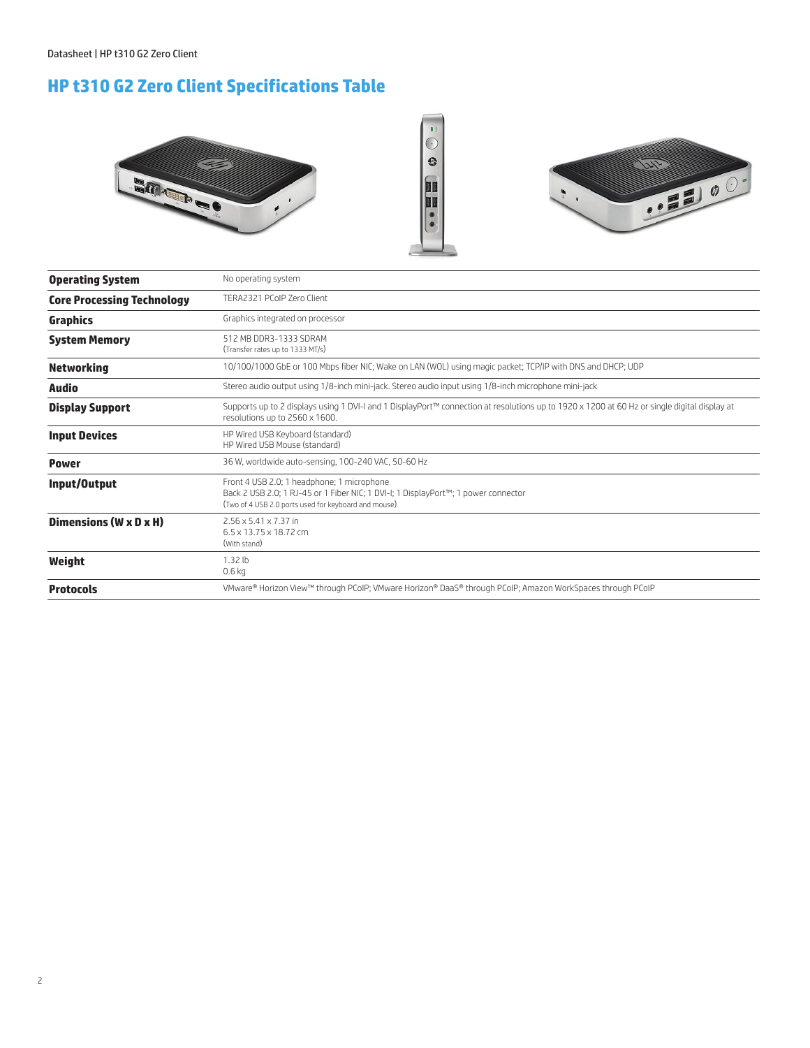# HP t310 G2 Zero Client Specifications Table

| | |
|---|---|
| **Operating System** | No operating system |
| **Core Processing Technology** | TERA2321 PCoIP Zero Client |
| **Graphics** | Graphics integrated on processor |
| **System Memory** | 512 MB DDR3-1333 SDRAM<br>(Transfer rates up to 1333 MT/s) |
| **Networking** | 10/100/1000 GbE or 100 Mbps fiber NIC; Wake on LAN (WOL) using magic packet; TCP/IP with DNS and DHCP; UDP |
| **Audio** | Stereo audio output using 1/8-inch mini-jack. Stereo audio input using 1/8-inch microphone mini-jack |
| **Display Support** | Supports up to 2 displays using 1 DVI-I and 1 DisplayPort™ connection at resolutions up to 1920 x 1200 at 60 Hz or single digital display at resolutions up to 2560 x 1600. |
| **Input Devices** | HP Wired USB Keyboard (standard)<br>HP Wired USB Mouse (standard) |
| **Power** | 36 W, worldwide auto-sensing, 100-240 VAC, 50-60 Hz |
| **Input/Output** | Front 4 USB 2.0; 1 headphone; 1 microphone<br>Back 2 USB 2.0; 1 RJ-45 or 1 Fiber NIC; 1 DVI-I; 1 DisplayPort™; 1 power connector<br>(Two of 4 USB 2.0 ports used for keyboard and mouse) |
| **Dimensions (W x D x H)** | 2.56 x 5.41 x 7.37 in<br>6.5 x 13.75 x 18.72 cm<br>(With stand) |
| **Weight** | 1.32 lb<br>0.6 kg |
| **Protocols** | VMware® Horizon View™ through PCoIP; VMware Horizon® DaaS® through PCoIP; Amazon WorkSpaces through PCoIP |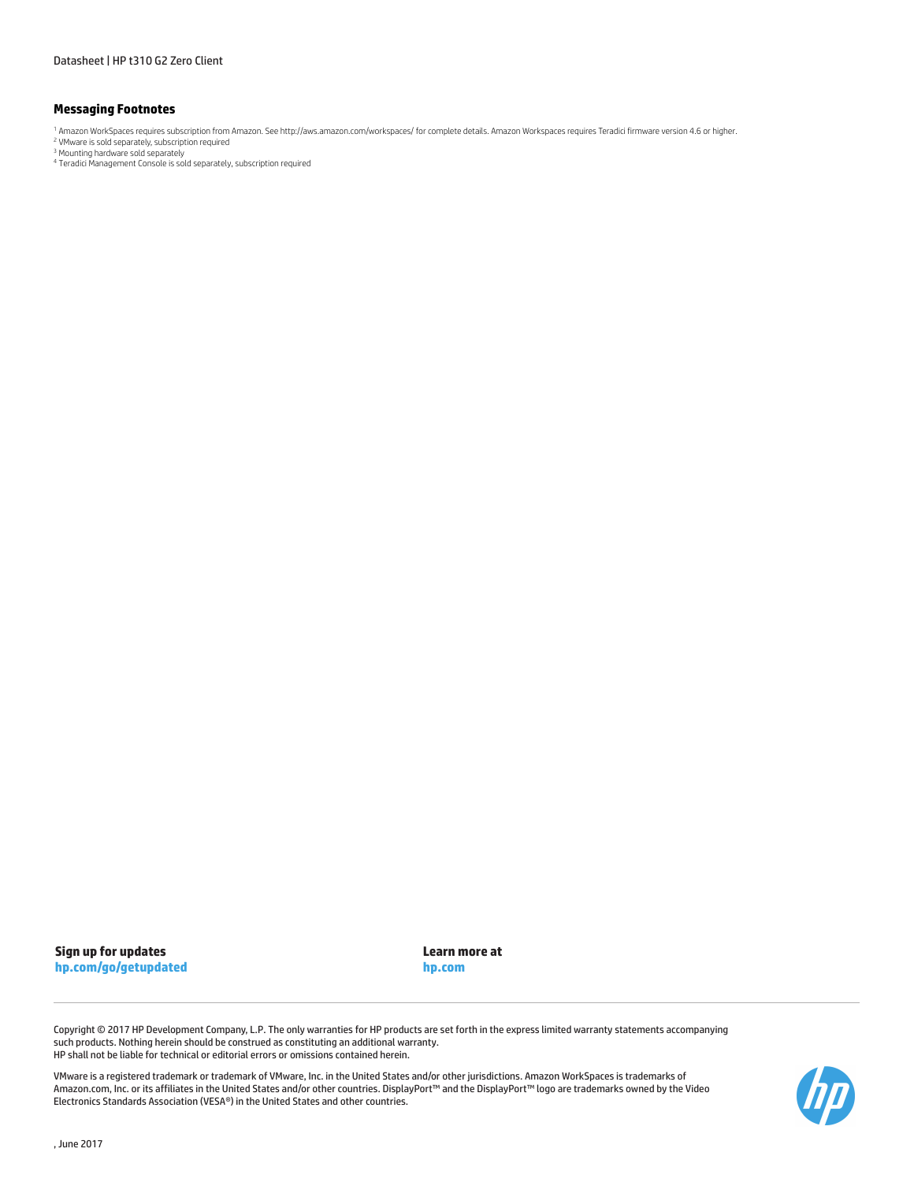## Messaging Footnotes

[1] Amazon WorkSpaces requires subscription from Amazon. See http://aws.amazon.com/workspaces/ for complete details. Amazon Workspaces requires Teradici firmware version 4.6 or higher.
[2] VMware is sold separately, subscription required
[3] Mounting hardware sold separately
[4] Teradici Management Console is sold separately, subscription required

**Sign up for updates**
**hp.com/go/getupdated**

**Learn more at**
**hp.com**

Copyright © 2017 HP Development Company, L.P. The only warranties for HP products are set forth in the express limited warranty statements accompanying such products. Nothing herein should be construed as constituting an additional warranty.
HP shall not be liable for technical or editorial errors or omissions contained herein.

VMware is a registered trademark or trademark of VMware, Inc. in the United States and/or other jurisdictions. Amazon WorkSpaces is trademarks of Amazon.com, Inc. or its affiliates in the United States and/or other countries. DisplayPort™ and the DisplayPort™ logo are trademarks owned by the Video Electronics Standards Association (VESA®) in the United States and other countries.

, June 2017